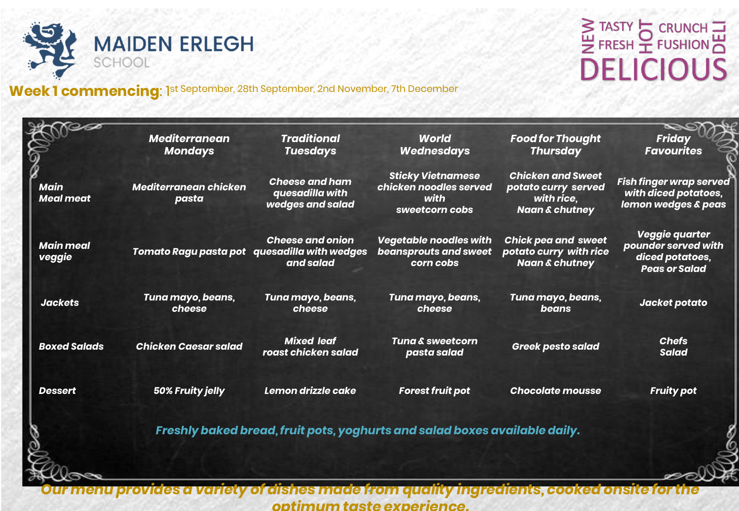# MAIDEN ERLEGH SCHOOL

NEW TASTY FRESH HOT CRUNCH FUSHION DELI DELICIOUS

**Week 1 commencing**: 1st September, 28th September, 2nd November, 7th December

| | Mediterranean Mondays | Traditional Tuesdays | World Wednesdays | Food for Thought Thursday | Friday Favourites |
|---|---|---|---|---|---|
| Main Meal meat | Mediterranean chicken pasta | Cheese and ham quesadilla with wedges and salad | Sticky Vietnamese chicken noodles served with sweetcorn cobs | Chicken and Sweet potato curry served with rice, Naan & chutney | Fish finger wrap served with diced potatoes, lemon wedges & peas |
| Main meal veggie | Tomato Ragu pasta pot | Cheese and onion quesadilla with wedges and salad | Vegetable noodles with beansprouts and sweet corn cobs | Chick pea and sweet potato curry with rice Naan & chutney | Veggie quarter pounder served with diced potatoes, Peas or Salad |
| Jackets | Tuna mayo, beans, cheese | Tuna mayo, beans, cheese | Tuna mayo, beans, cheese | Tuna mayo, beans, beans | Jacket potato |
| Boxed Salads | Chicken Caesar salad | Mixed leaf roast chicken salad | Tuna & sweetcorn pasta salad | Greek pesto salad | Chefs Salad |
| Dessert | 50% Fruity jelly | Lemon drizzle cake | Forest fruit pot | Chocolate mousse | Fruity pot |

*Freshly baked bread, fruit pots, yoghurts and salad boxes available daily.*

*Our menu provides a variety of dishes made from quality ingredients, cooked onsite for the optimum taste experience.*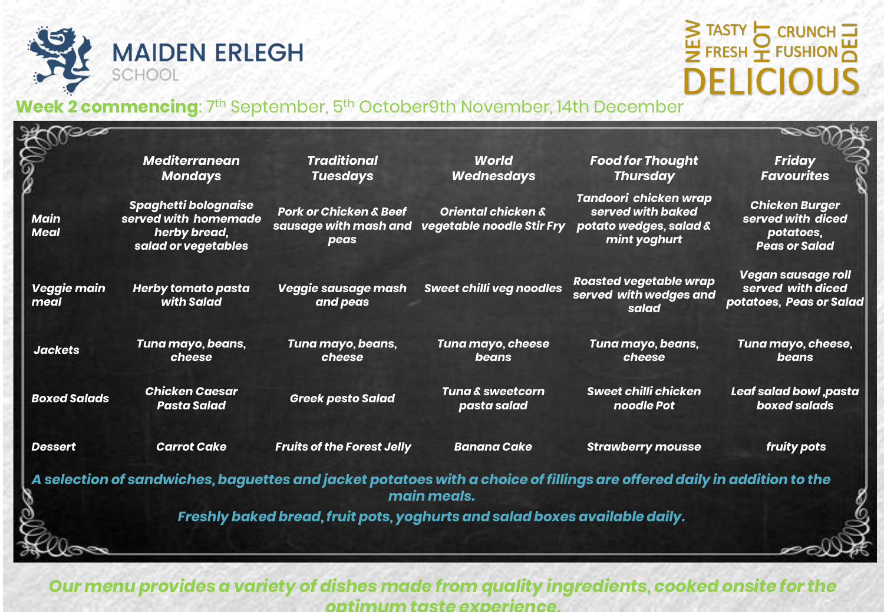# MAIDEN ERLEGH SCHOOL

NEW TASTY FRESH HOT CRUNCH FUSHION DELI DELICIOUS

**Week 2 commencing**: 7th September, 5th October9th November, 14th December

| | Mediterranean Mondays | Traditional Tuesdays | World Wednesdays | Food for Thought Thursday | Friday Favourites |
|---|---|---|---|---|---|
| Main Meal | Spaghetti bolognaise served with homemade herby bread, salad or vegetables | Pork or Chicken & Beef sausage with mash and peas | Oriental chicken & vegetable noodle Stir Fry | Tandoori chicken wrap served with baked potato wedges, salad & mint yoghurt | Chicken Burger served with diced potatoes, Peas or Salad |
| Veggie main meal | Herby tomato pasta with Salad | Veggie sausage mash and peas | Sweet chilli veg noodles | Roasted vegetable wrap served with wedges and salad | Vegan sausage roll served with diced potatoes, Peas or Salad |
| Jackets | Tuna mayo, beans, cheese | Tuna mayo, beans, cheese | Tuna mayo, cheese beans | Tuna mayo, beans, cheese | Tuna mayo, cheese, beans |
| Boxed Salads | Chicken Caesar Pasta Salad | Greek pesto Salad | Tuna & sweetcorn pasta salad | Sweet chilli chicken noodle Pot | Leaf salad bowl ,pasta boxed salads |
| Dessert | Carrot Cake | Fruits of the Forest Jelly | Banana Cake | Strawberry mousse | fruity pots |

*A selection of sandwiches, baguettes and jacket potatoes with a choice of fillings are offered daily in addition to the main meals.*

*Freshly baked bread, fruit pots, yoghurts and salad boxes available daily.*

*Our menu provides a variety of dishes made from quality ingredients, cooked onsite for the optimum taste experience.*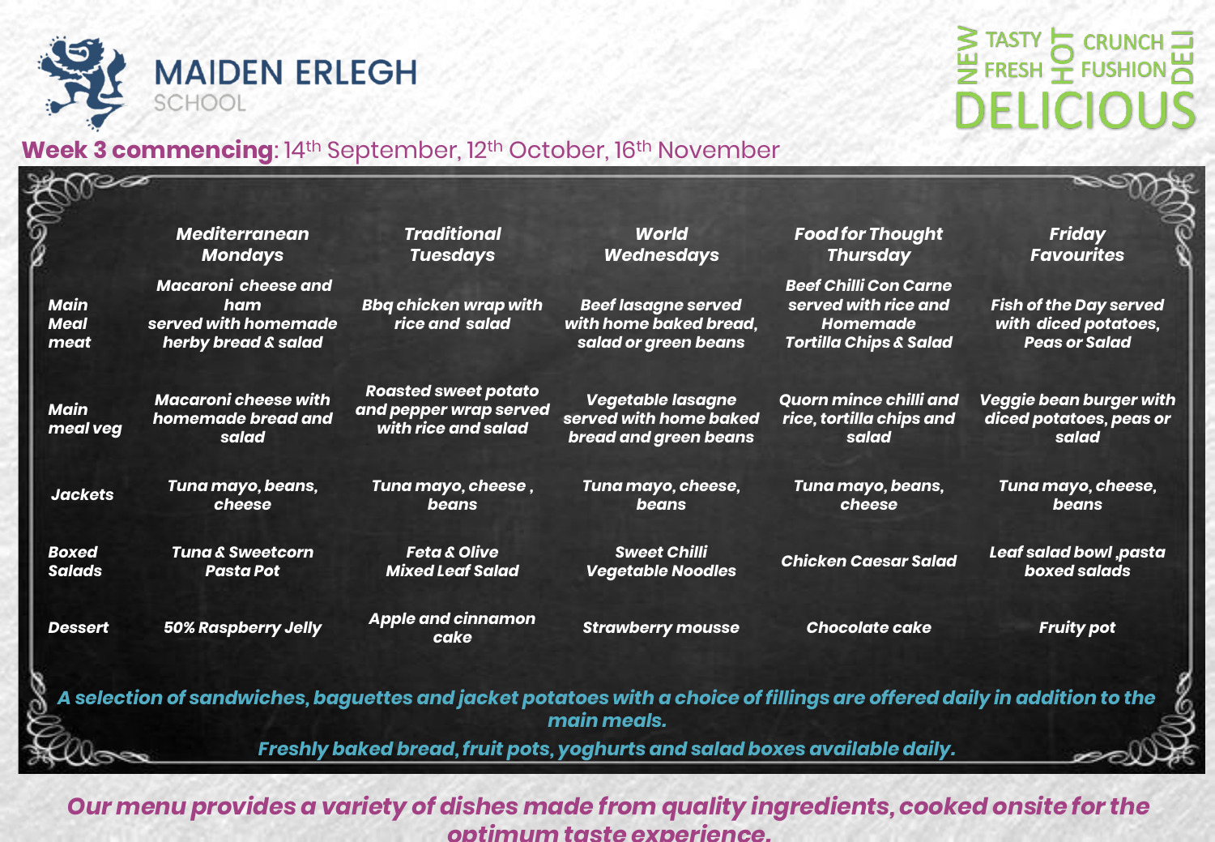# MAIDEN ERLEGH SCHOOL

NEW TASTY FRESH HOT CRUNCH FUSHION DELI DELICIOUS

**Week 3 commencing**: 14th September, 12th October, 16th November

| | Mediterranean Mondays | Traditional Tuesdays | World Wednesdays | Food for Thought Thursday | Friday Favourites |
|---|---|---|---|---|---|
| Main Meal meat | Macaroni cheese and ham served with homemade herby bread & salad | Bbq chicken wrap with rice and salad | Beef lasagne served with home baked bread, salad or green beans | Beef Chilli Con Carne served with rice and Homemade Tortilla Chips & Salad | Fish of the Day served with diced potatoes, Peas or Salad |
| Main meal veg | Macaroni cheese with homemade bread and salad | Roasted sweet potato and pepper wrap served with rice and salad | Vegetable lasagne served with home baked bread and green beans | Quorn mince chilli and rice, tortilla chips and salad | Veggie bean burger with diced potatoes, peas or salad |
| Jackets | Tuna mayo, beans, cheese | Tuna mayo, cheese , beans | Tuna mayo, cheese, beans | Tuna mayo, beans, cheese | Tuna mayo, cheese, beans |
| Boxed Salads | Tuna & Sweetcorn Pasta Pot | Feta & Olive Mixed Leaf Salad | Sweet Chilli Vegetable Noodles | Chicken Caesar Salad | Leaf salad bowl ,pasta boxed salads |
| Dessert | 50% Raspberry Jelly | Apple and cinnamon cake | Strawberry mousse | Chocolate cake | Fruity pot |

*A selection of sandwiches, baguettes and jacket potatoes with a choice of fillings are offered daily in addition to the main meals.*

*Freshly baked bread, fruit pots, yoghurts and salad boxes available daily.*

*Our menu provides a variety of dishes made from quality ingredients, cooked onsite for the optimum taste experience.*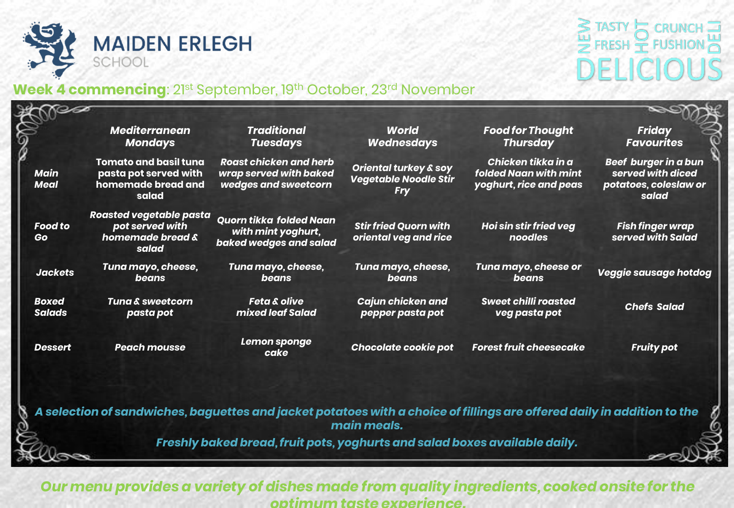MAIDEN ERLEGH SCHOOL

NEW TASTY FRESH HOT CRUNCH FUSHION DELI DELICIOUS

**Week 4 commencing**: 21st September, 19th October, 23rd November

| | Mediterranean Mondays | Traditional Tuesdays | World Wednesdays | Food for Thought Thursday | Friday Favourites |
|---|---|---|---|---|---|
| Main Meal | Tomato and basil tuna pasta pot served with homemade bread and salad | Roast chicken and herb wrap served with baked wedges and sweetcorn | Oriental turkey & soy Vegetable Noodle Stir Fry | Chicken tikka in a folded Naan with mint yoghurt, rice and peas | Beef burger in a bun served with diced potatoes, coleslaw or salad |
| Food to Go | Roasted vegetable pasta pot served with homemade bread & salad | Quorn tikka folded Naan with mint yoghurt, baked wedges and salad | Stir fried Quorn with oriental veg and rice | Hoi sin stir fried veg noodles | Fish finger wrap served with Salad |
| Jackets | Tuna mayo, cheese, beans | Tuna mayo, cheese, beans | Tuna mayo, cheese, beans | Tuna mayo, cheese or beans | Veggie sausage hotdog |
| Boxed Salads | Tuna & sweetcorn pasta pot | Feta & olive mixed leaf Salad | Cajun chicken and pepper pasta pot | Sweet chilli roasted veg pasta pot | Chefs Salad |
| Dessert | Peach mousse | Lemon sponge cake | Chocolate cookie pot | Forest fruit cheesecake | Fruity pot |

*A selection of sandwiches, baguettes and jacket potatoes with a choice of fillings are offered daily in addition to the main meals.*

*Freshly baked bread, fruit pots, yoghurts and salad boxes available daily.*

*Our menu provides a variety of dishes made from quality ingredients, cooked onsite for the optimum taste experience.*